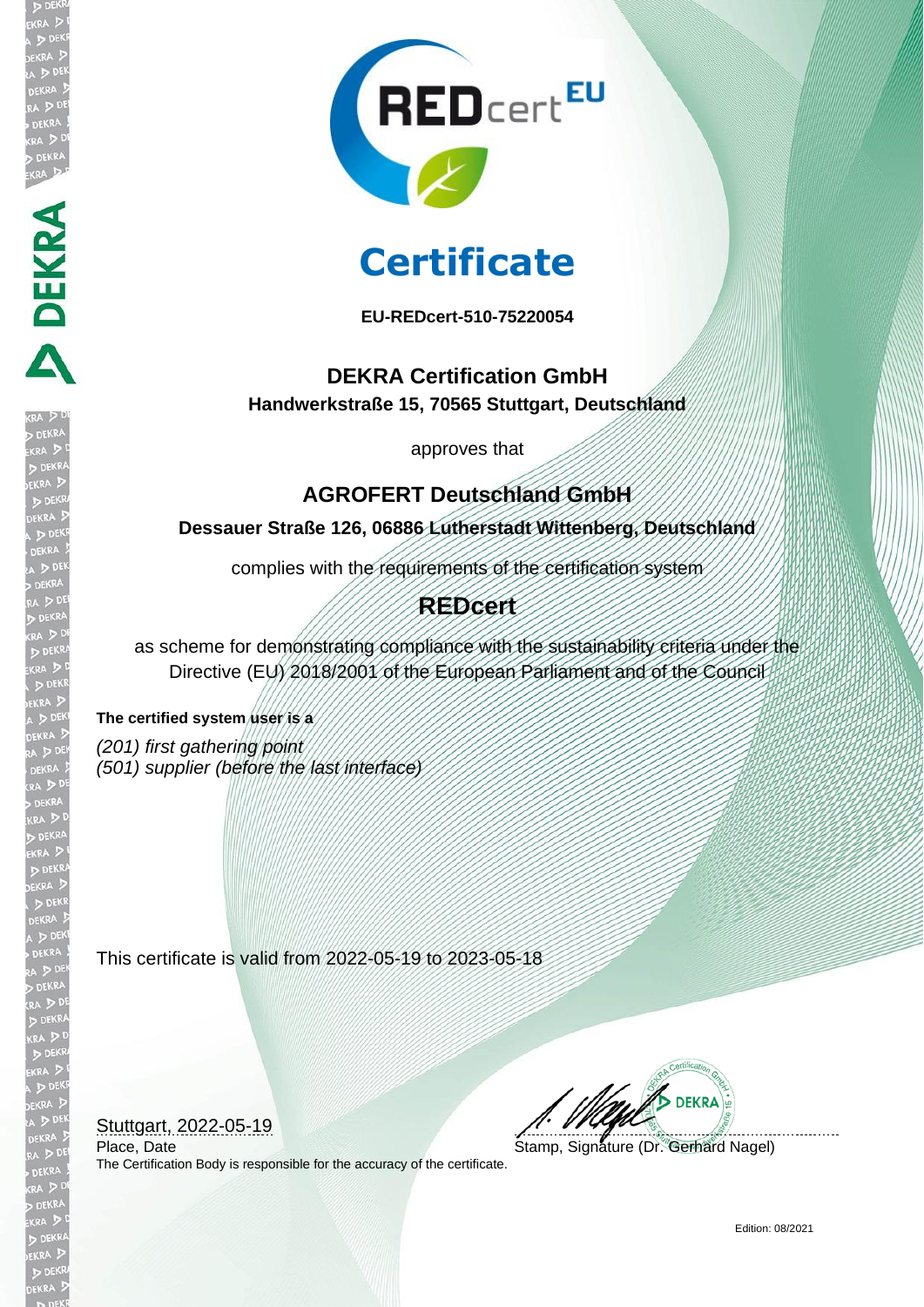REDcert[EU]

# Certificate

**EU-REDcert-510-75220054**

**DEKRA Certification GmbH**
**Handwerkstraße 15, 70565 Stuttgart, Deutschland**

approves that

**AGROFERT Deutschland GmbH**
**Dessauer Straße 126, 06886 Lutherstadt Wittenberg, Deutschland**

complies with the requirements of the certification system

**REDcert**

as scheme for demonstrating compliance with the sustainability criteria under the Directive (EU) 2018/2001 of the European Parliament and of the Council

**The certified system user is a**

*(201) first gathering point*
*(501) supplier (before the last interface)*

This certificate is valid from 2022-05-19 to 2023-05-18

Stuttgart, 2022-05-19
Place, Date

Stamp, Signature (Dr. Gerhard Nagel)

The Certification Body is responsible for the accuracy of the certificate.

Edition: 08/2021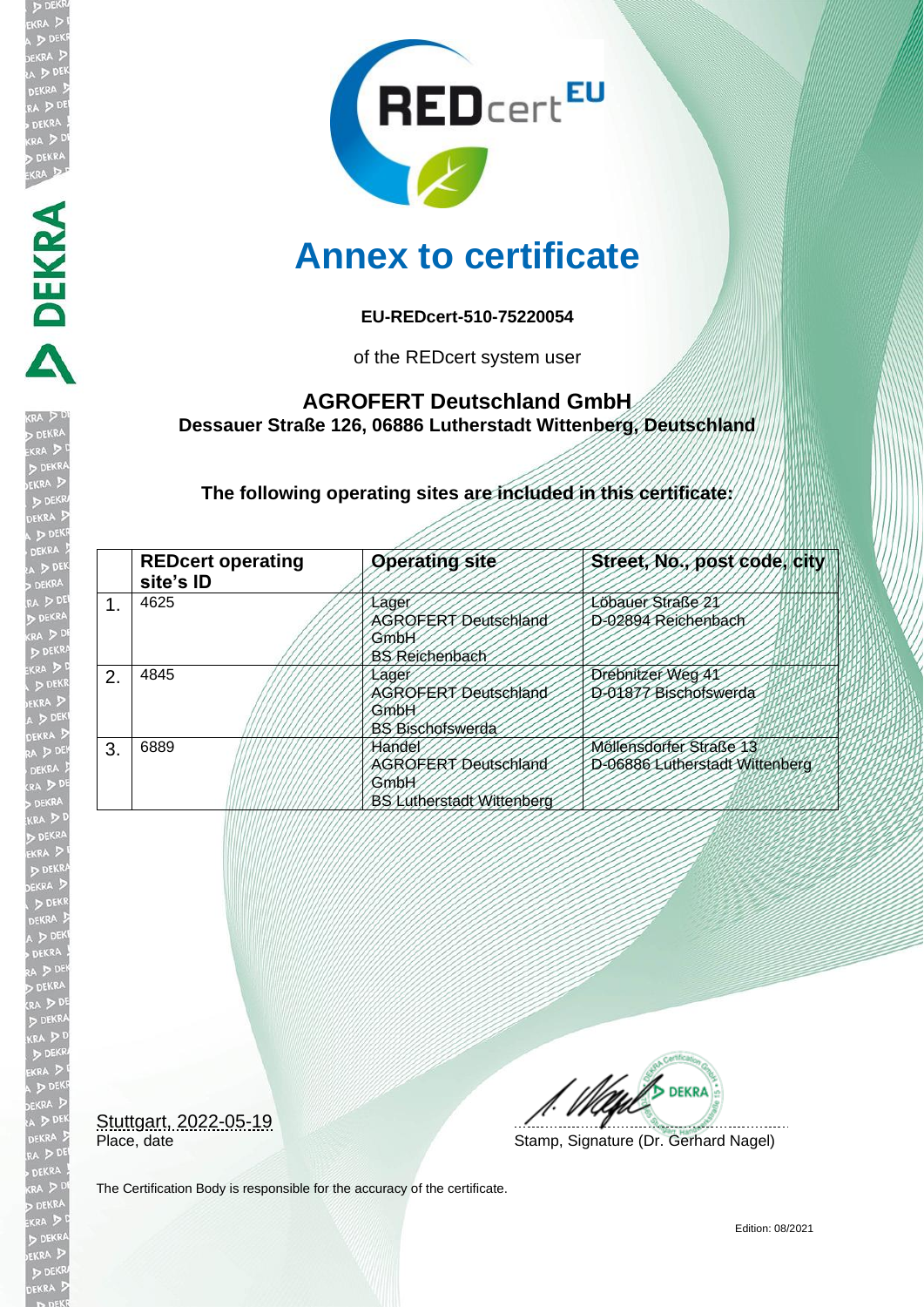# Annex to certificate

**EU-REDcert-510-75220054**

of the REDcert system user

**AGROFERT Deutschland GmbH**
**Dessauer Straße 126, 06886 Lutherstadt Wittenberg, Deutschland**

**The following operating sites are included in this certificate:**

| | **REDcert operating site's ID** | **Operating site** | **Street, No., post code, city** |
|---|---|---|---|
| 1. | 4625 | Lager AGROFERT Deutschland GmbH BS Reichenbach | Löbauer Straße 21 D-02894 Reichenbach |
| 2. | 4845 | Lager AGROFERT Deutschland GmbH BS Bischofswerda | Drebnitzer Weg 41 D-01877 Bischofswerda |
| 3. | 6889 | Handel AGROFERT Deutschland GmbH BS Lutherstadt Wittenberg | Möllensdorfer Straße 13 D-06886 Lutherstadt Wittenberg |

Stuttgart, 2022-05-19
Place, date

Stamp, Signature (Dr. Gerhard Nagel)

The Certification Body is responsible for the accuracy of the certificate.

Edition: 08/2021